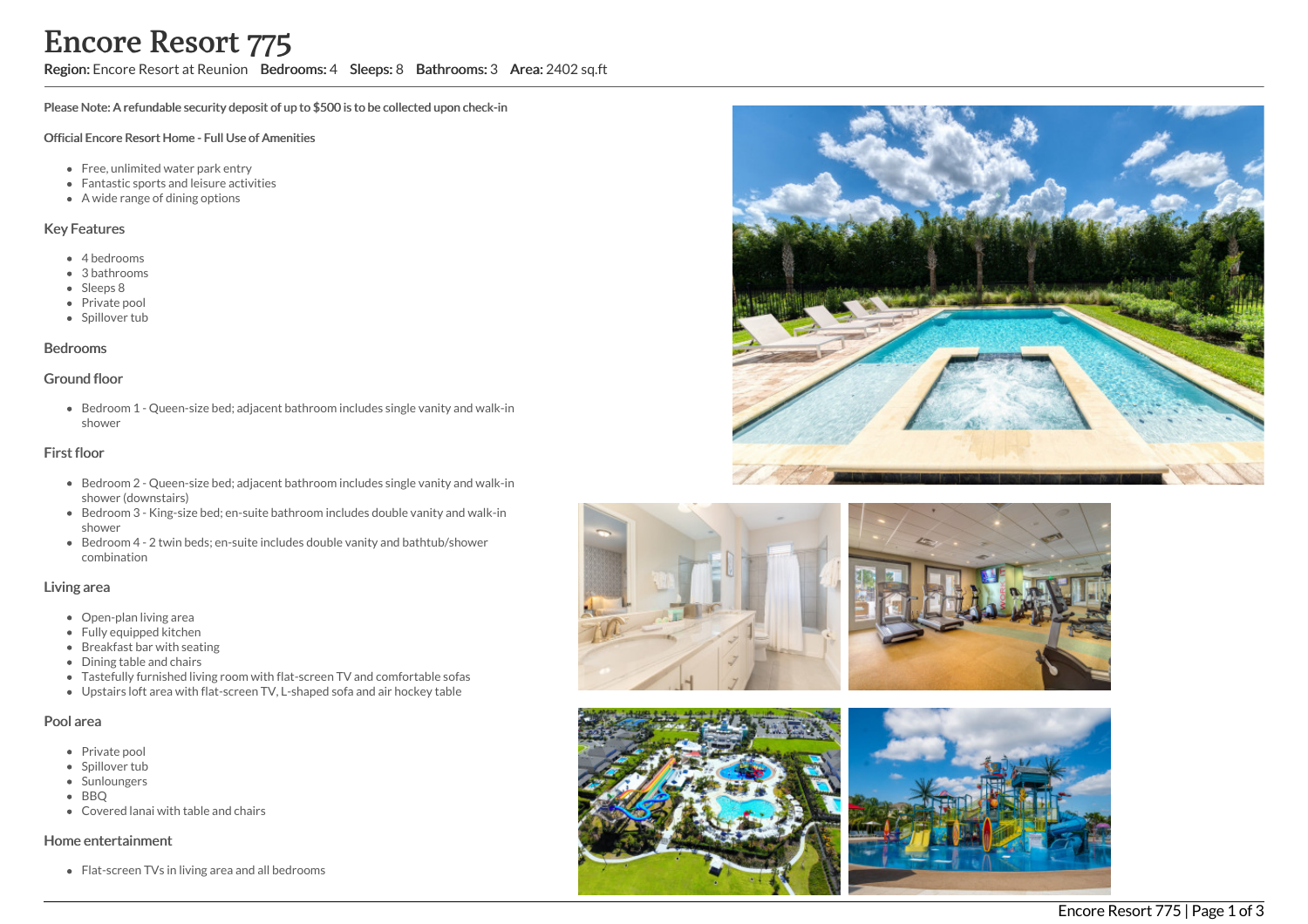# Encore Resort 775

**Region:** Encore Resort at Reunion **Bedrooms:** 4 **Sleeps:** 8 **Bathrooms:** 3 **Area:** 2402 sq.ft

**Please Note: A refundable security deposit of up to $500 is to be collected upon check-in**

**Official Encore Resort Home - Full Use of Amenities**

- Free, unlimited water park entry
- Fantastic sports and leisure activities
- A wide range of dining options

## Key Features

- 4 bedrooms
- 3 bathrooms
- Sleeps 8
- Private pool
- Spillover tub

## Bedrooms

## Ground floor

- Bedroom 1 - Queen-size bed; adjacent bathroom includes single vanity and walk-in shower

## First floor

- Bedroom 2 - Queen-size bed; adjacent bathroom includes single vanity and walk-in shower (downstairs)
- Bedroom 3 - King-size bed; en-suite bathroom includes double vanity and walk-in shower
- Bedroom 4 - 2 twin beds; en-suite includes double vanity and bathtub/shower combination

## Living area

- Open-plan living area
- Fully equipped kitchen
- Breakfast bar with seating
- Dining table and chairs
- Tastefully furnished living room with flat-screen TV and comfortable sofas
- Upstairs loft area with flat-screen TV, L-shaped sofa and air hockey table

## Pool area

- Private pool
- Spillover tub
- Sunloungers
- BBQ
- Covered lanai with table and chairs

## Home entertainment

- Flat-screen TVs in living area and all bedrooms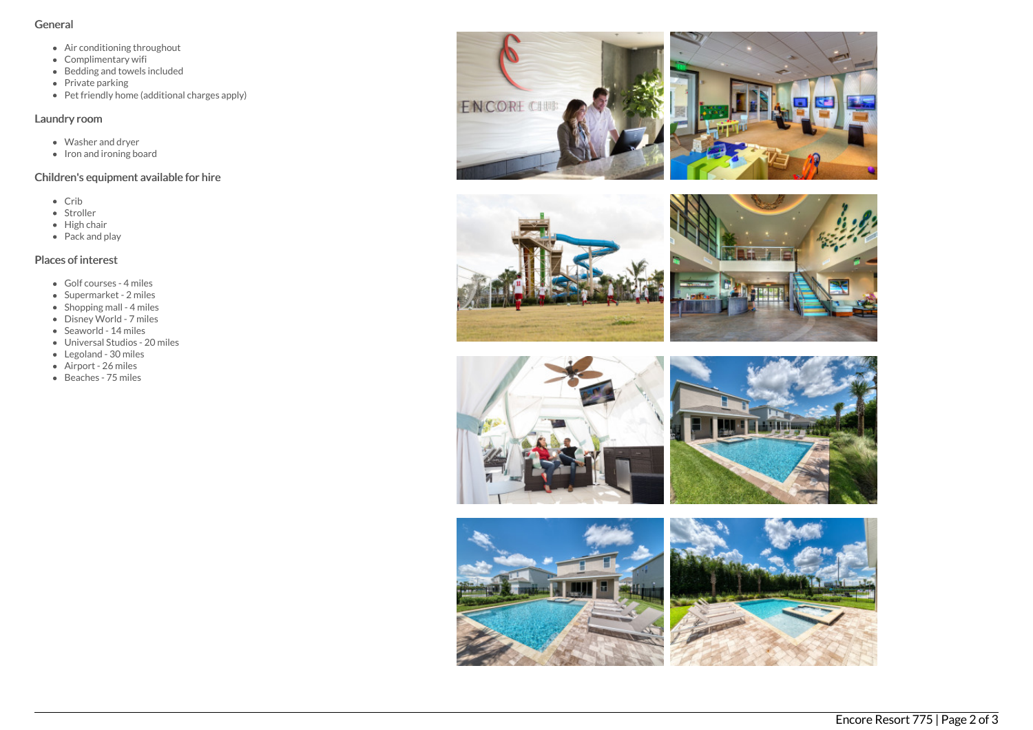## General

- Air conditioning throughout
- Complimentary wifi
- Bedding and towels included
- Private parking
- Pet friendly home (additional charges apply)

## Laundry room

- Washer and dryer
- Iron and ironing board

## Children's equipment available for hire

- Crib
- Stroller
- High chair
- Pack and play

## Places of interest

- Golf courses - 4 miles
- Supermarket - 2 miles
- Shopping mall - 4 miles
- Disney World - 7 miles
- Seaworld - 14 miles
- Universal Studios - 20 miles
- Legoland - 30 miles
- Airport - 26 miles
- Beaches - 75 miles